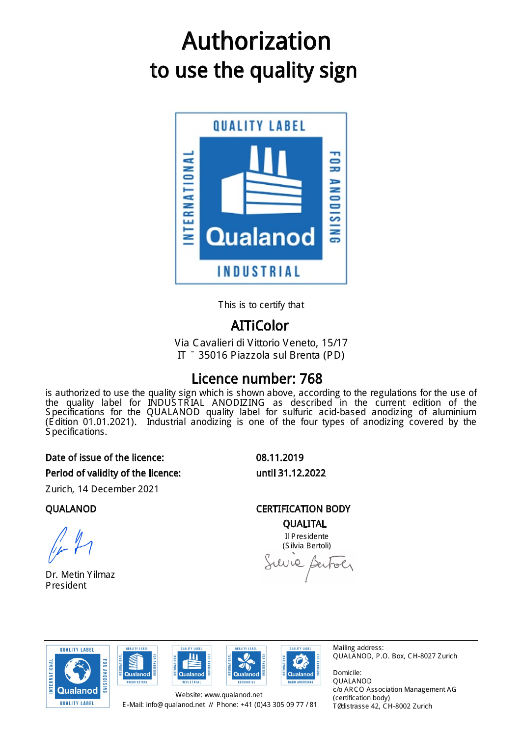# Authorization
# to use the quality sign

This is to certify that

## AlTiColor

Via Cavalieri di Vittorio Veneto, 15/17
IT ˉ 35016 Piazzola sul Brenta (PD)

## Licence number: 768

is authorized to use the quality sign which is shown above, according to the regulations for the use of the quality label for INDUSTRIAL ANODIZING as described in the current edition of the Specifications for the QUALANOD quality label for sulfuric acid-based anodizing of aluminium (Edition 01.01.2021). Industrial anodizing is one of the four types of anodizing covered by the Specifications.

| | |
|---|---|
| **Date of issue of the licence:** | **08.11.2019** |
| **Period of validity of the licence:** | **until 31.12.2022** |

Zurich, 14 December 2021

QUALANOD

Dr. Metin Yilmaz
President

CERTIFICATION BODY
QUALITAL
Il Presidente
(Silvia Bertoli)

Website: www.qualanod.net
E-Mail: info@qualanod.net // Phone: +41 (0)43 305 09 77 / 81

Mailing address:
QUALANOD, P.O. Box, CH-8027 Zurich

Domicile:
QUALANOD
c/o ARCO Association Management AG
(certification body)
TØdistrasse 42, CH-8002 Zurich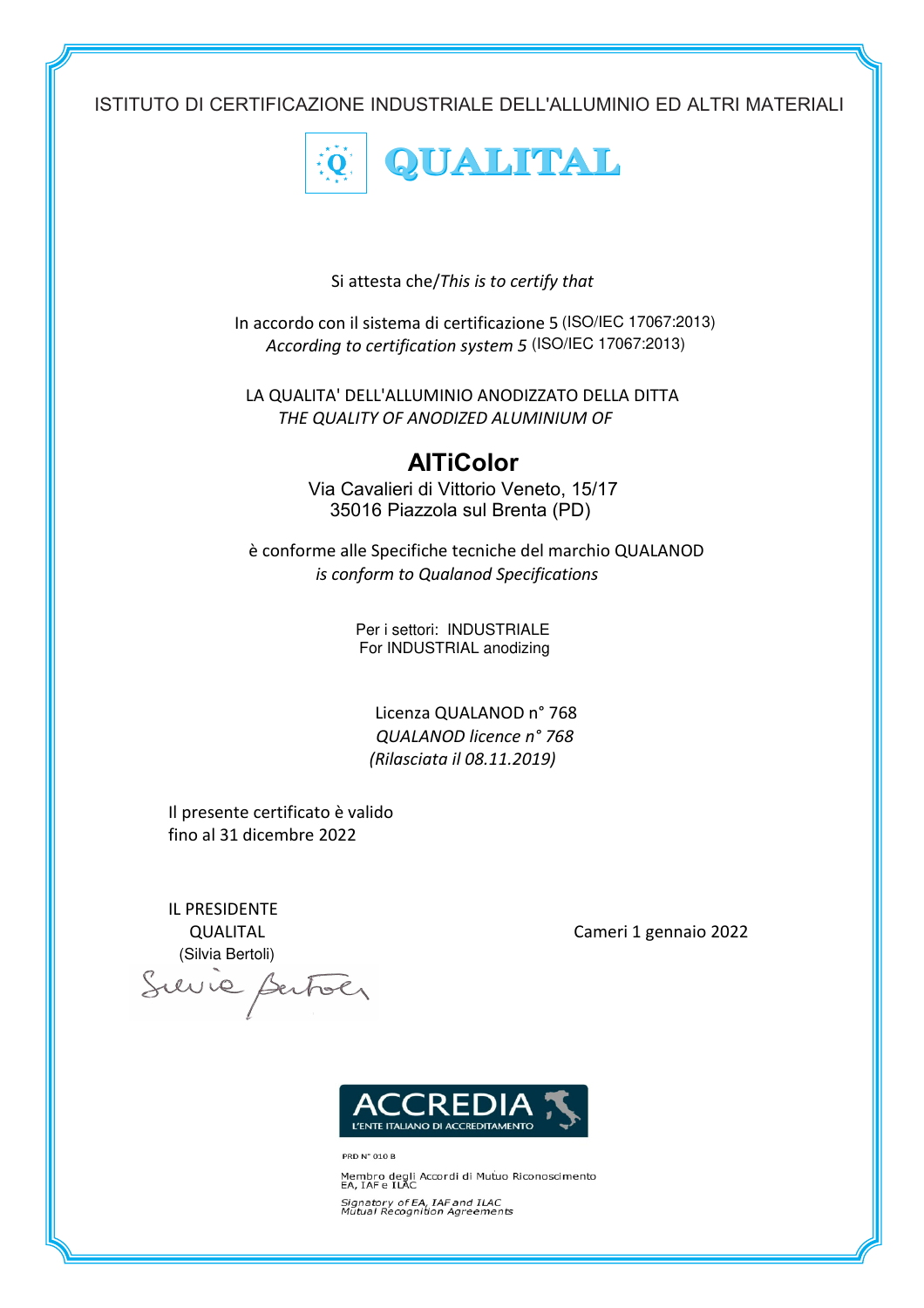ISTITUTO DI CERTIFICAZIONE INDUSTRIALE DELL'ALLUMINIO ED ALTRI MATERIALI

# QUALITAL

Si attesta che/*This is to certify that*

In accordo con il sistema di certificazione 5 (ISO/IEC 17067:2013)
*According to certification system 5* (ISO/IEC 17067:2013)

LA QUALITA' DELL'ALLUMINIO ANODIZZATO DELLA DITTA
*THE QUALITY OF ANODIZED ALUMINIUM OF*

## AlTiColor

Via Cavalieri di Vittorio Veneto, 15/17
35016 Piazzola sul Brenta (PD)

è conforme alle Specifiche tecniche del marchio QUALANOD
*is conform to Qualanod Specifications*

Per i settori: INDUSTRIALE
For INDUSTRIAL anodizing

Licenza QUALANOD n° 768
*QUALANOD licence n° 768*
*(Rilasciata il 08.11.2019)*

Il presente certificato è valido
fino al 31 dicembre 2022

IL PRESIDENTE
QUALITAL
(Silvia Bertoli)

Cameri 1 gennaio 2022

ACCREDIA
L'ENTE ITALIANO DI ACCREDITAMENTO

PRD N° 010 B

Membro degli Accordi di Mutuo Riconoscimento
EA, IAF e ILAC

*Signatory of EA, IAF and ILAC
Mutual Recognition Agreements*